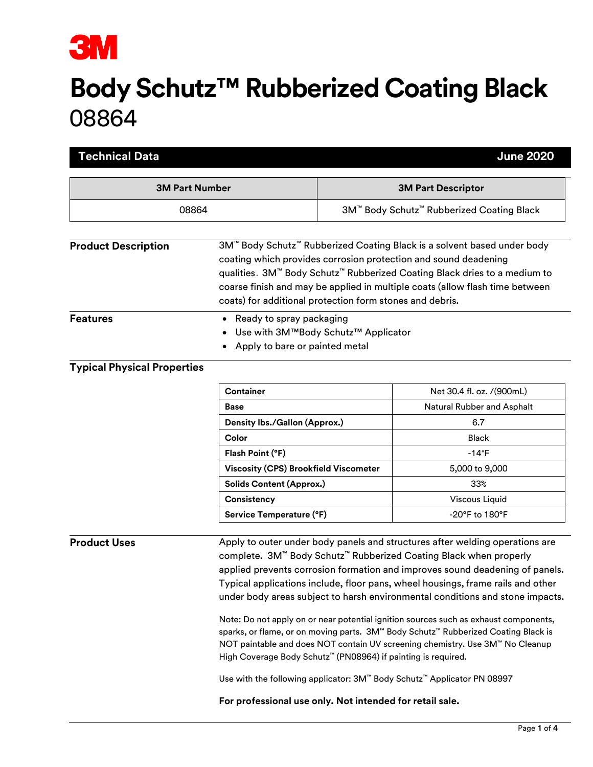# Body Schutz™ Rubberized Coating Black

08864

**Technical Data** **June 2020**

| 3M Part Number | 3M Part Descriptor |
| --- | --- |
| 08864 | 3M™ Body Schutz™ Rubberized Coating Black |

## Product Description

3M™ Body Schutz™ Rubberized Coating Black is a solvent based under body coating which provides corrosion protection and sound deadening qualities. 3M™ Body Schutz™ Rubberized Coating Black dries to a medium to coarse finish and may be applied in multiple coats (allow flash time between coats) for additional protection form stones and debris.

## Features

- Ready to spray packaging
- Use with 3M™Body Schutz™ Applicator
- Apply to bare or painted metal

## Typical Physical Properties

| | |
| --- | --- |
| **Container** | Net 30.4 fl. oz. /(900mL) |
| **Base** | Natural Rubber and Asphalt |
| **Density lbs./Gallon (Approx.)** | 6.7 |
| **Color** | Black |
| **Flash Point (°F)** | -14°F |
| **Viscosity (CPS) Brookfield Viscometer** | 5,000 to 9,000 |
| **Solids Content (Approx.)** | 33% |
| **Consistency** | Viscous Liquid |
| **Service Temperature (°F)** | -20°F to 180°F |

## Product Uses

Apply to outer under body panels and structures after welding operations are complete. 3M™ Body Schutz™ Rubberized Coating Black when properly applied prevents corrosion formation and improves sound deadening of panels. Typical applications include, floor pans, wheel housings, frame rails and other under body areas subject to harsh environmental conditions and stone impacts.

Note: Do not apply on or near potential ignition sources such as exhaust components, sparks, or flame, or on moving parts. 3M™ Body Schutz™ Rubberized Coating Black is NOT paintable and does NOT contain UV screening chemistry. Use 3M™ No Cleanup High Coverage Body Schutz™ (PN08964) if painting is required.

Use with the following applicator: 3M™ Body Schutz™ Applicator PN 08997

**For professional use only. Not intended for retail sale.**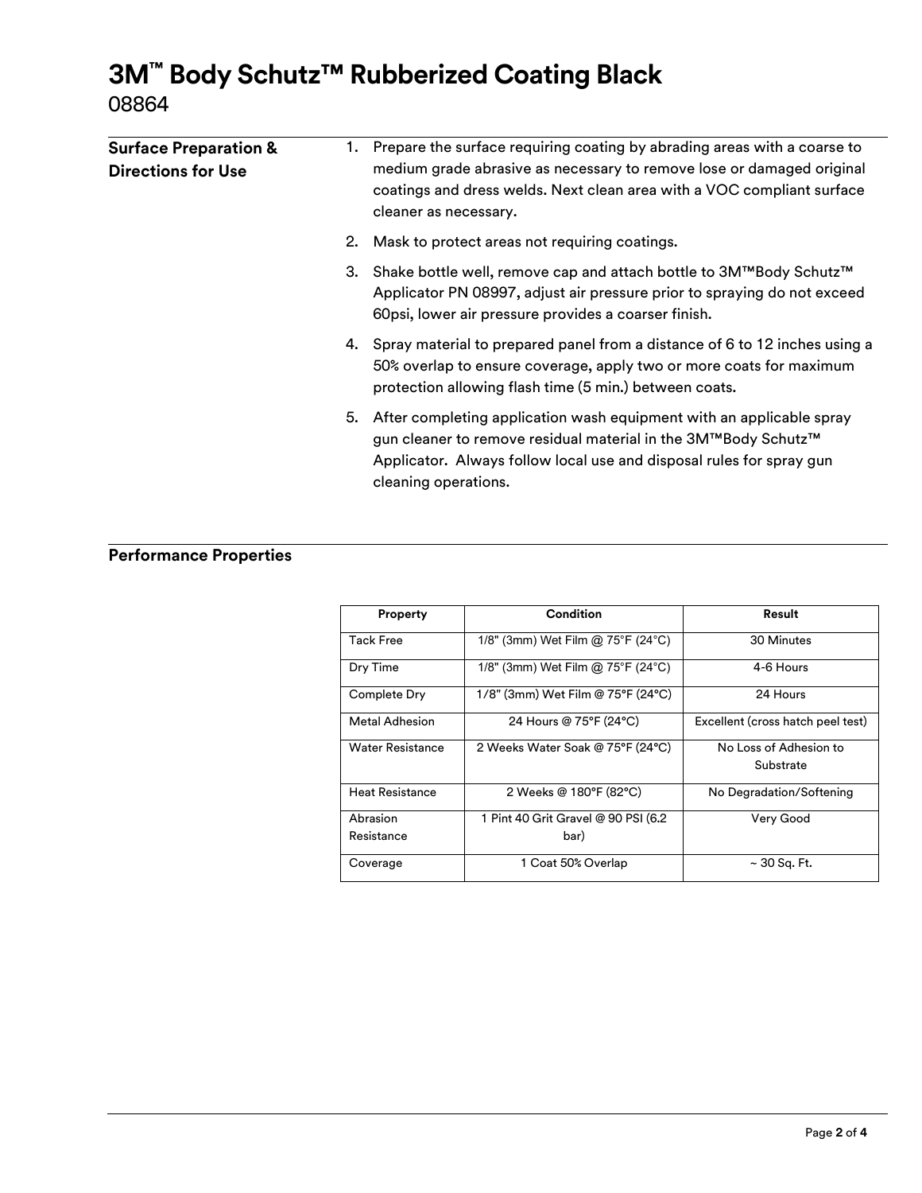# 3M™ Body Schutz™ Rubberized Coating Black

08864

## Surface Preparation & Directions for Use

1. Prepare the surface requiring coating by abrading areas with a coarse to medium grade abrasive as necessary to remove lose or damaged original coatings and dress welds. Next clean area with a VOC compliant surface cleaner as necessary.
2. Mask to protect areas not requiring coatings.
3. Shake bottle well, remove cap and attach bottle to 3M™Body Schutz™ Applicator PN 08997, adjust air pressure prior to spraying do not exceed 60psi, lower air pressure provides a coarser finish.
4. Spray material to prepared panel from a distance of 6 to 12 inches using a 50% overlap to ensure coverage, apply two or more coats for maximum protection allowing flash time (5 min.) between coats.
5. After completing application wash equipment with an applicable spray gun cleaner to remove residual material in the 3M™Body Schutz™ Applicator. Always follow local use and disposal rules for spray gun cleaning operations.

## Performance Properties

| Property | Condition | Result |
|---|---|---|
| Tack Free | 1/8" (3mm) Wet Film @ 75°F (24°C) | 30 Minutes |
| Dry Time | 1/8" (3mm) Wet Film @ 75°F (24°C) | 4-6 Hours |
| Complete Dry | 1/8" (3mm) Wet Film @ 75°F (24°C) | 24 Hours |
| Metal Adhesion | 24 Hours @ 75°F (24°C) | Excellent (cross hatch peel test) |
| Water Resistance | 2 Weeks Water Soak @ 75°F (24°C) | No Loss of Adhesion to Substrate |
| Heat Resistance | 2 Weeks @ 180°F (82°C) | No Degradation/Softening |
| Abrasion Resistance | 1 Pint 40 Grit Gravel @ 90 PSI (6.2 bar) | Very Good |
| Coverage | 1 Coat 50% Overlap | ~ 30 Sq. Ft. |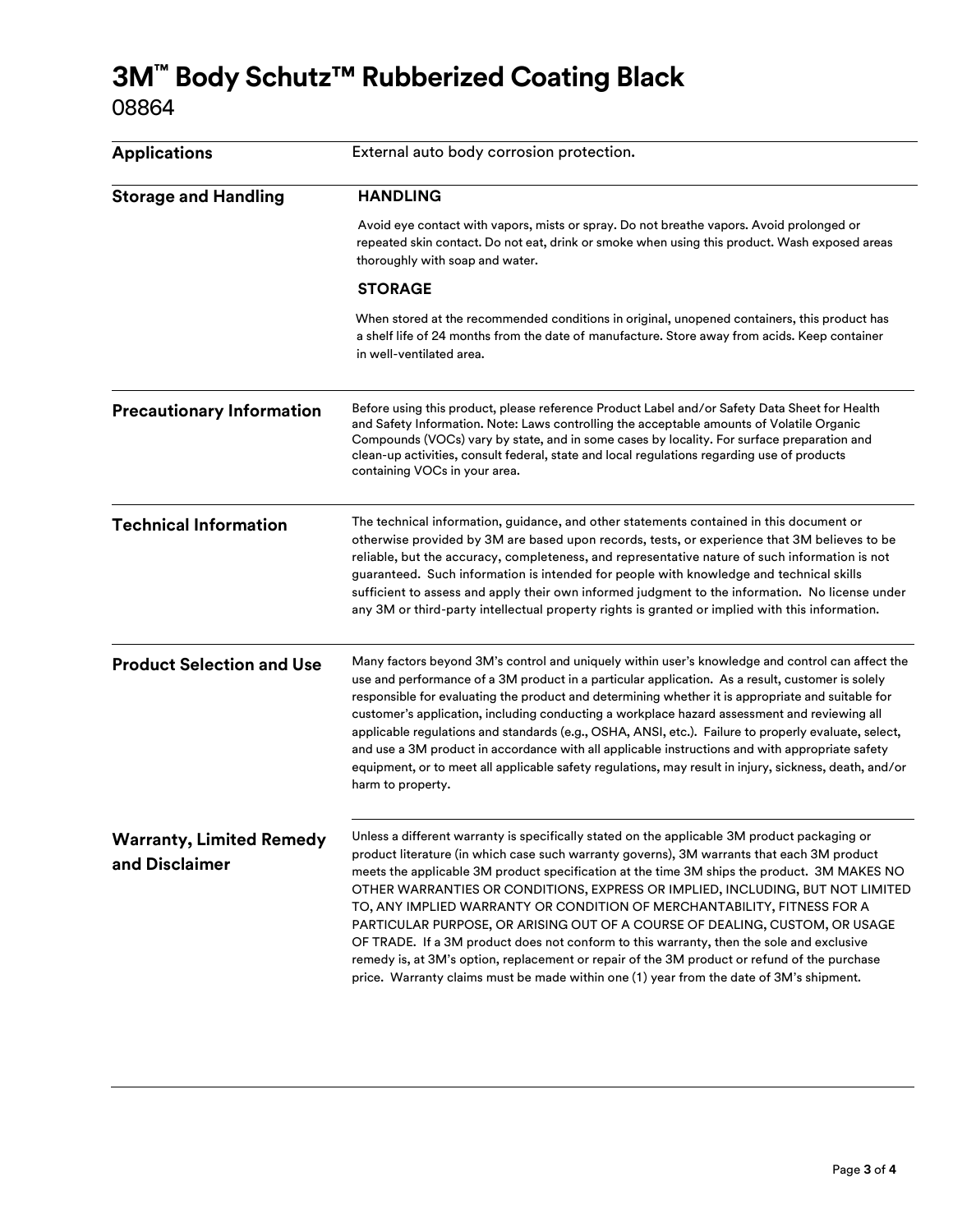# 3M™ Body Schutz™ Rubberized Coating Black

08864

## Applications

External auto body corrosion protection.

## Storage and Handling

### HANDLING

Avoid eye contact with vapors, mists or spray. Do not breathe vapors. Avoid prolonged or repeated skin contact. Do not eat, drink or smoke when using this product. Wash exposed areas thoroughly with soap and water.

### STORAGE

When stored at the recommended conditions in original, unopened containers, this product has a shelf life of 24 months from the date of manufacture. Store away from acids. Keep container in well-ventilated area.

## Precautionary Information

Before using this product, please reference Product Label and/or Safety Data Sheet for Health and Safety Information. Note: Laws controlling the acceptable amounts of Volatile Organic Compounds (VOCs) vary by state, and in some cases by locality. For surface preparation and clean-up activities, consult federal, state and local regulations regarding use of products containing VOCs in your area.

## Technical Information

The technical information, guidance, and other statements contained in this document or otherwise provided by 3M are based upon records, tests, or experience that 3M believes to be reliable, but the accuracy, completeness, and representative nature of such information is not guaranteed. Such information is intended for people with knowledge and technical skills sufficient to assess and apply their own informed judgment to the information. No license under any 3M or third-party intellectual property rights is granted or implied with this information.

## Product Selection and Use

Many factors beyond 3M's control and uniquely within user's knowledge and control can affect the use and performance of a 3M product in a particular application. As a result, customer is solely responsible for evaluating the product and determining whether it is appropriate and suitable for customer's application, including conducting a workplace hazard assessment and reviewing all applicable regulations and standards (e.g., OSHA, ANSI, etc.). Failure to properly evaluate, select, and use a 3M product in accordance with all applicable instructions and with appropriate safety equipment, or to meet all applicable safety regulations, may result in injury, sickness, death, and/or harm to property.

## Warranty, Limited Remedy and Disclaimer

Unless a different warranty is specifically stated on the applicable 3M product packaging or product literature (in which case such warranty governs), 3M warrants that each 3M product meets the applicable 3M product specification at the time 3M ships the product. 3M MAKES NO OTHER WARRANTIES OR CONDITIONS, EXPRESS OR IMPLIED, INCLUDING, BUT NOT LIMITED TO, ANY IMPLIED WARRANTY OR CONDITION OF MERCHANTABILITY, FITNESS FOR A PARTICULAR PURPOSE, OR ARISING OUT OF A COURSE OF DEALING, CUSTOM, OR USAGE OF TRADE. If a 3M product does not conform to this warranty, then the sole and exclusive remedy is, at 3M's option, replacement or repair of the 3M product or refund of the purchase price. Warranty claims must be made within one (1) year from the date of 3M's shipment.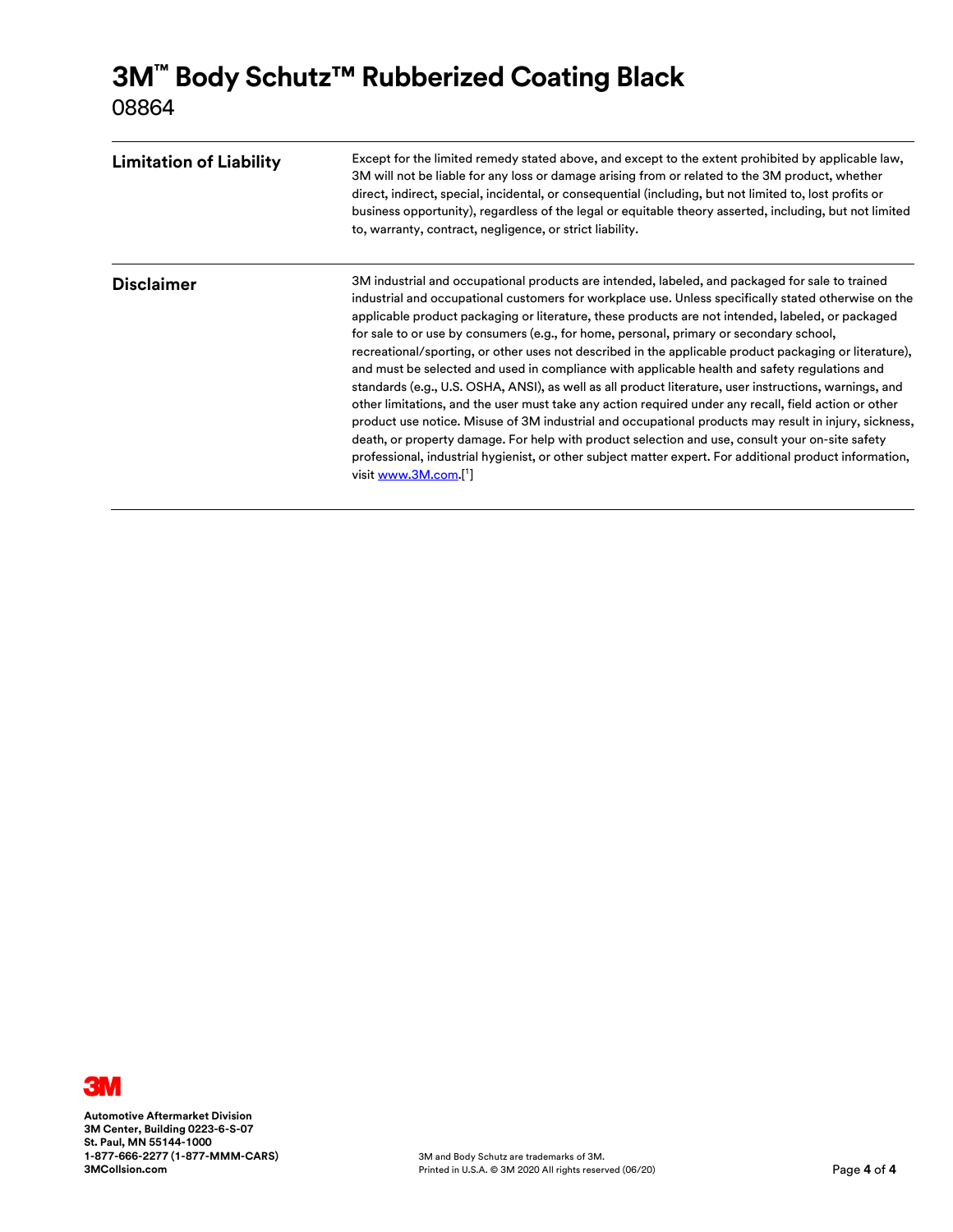# 3M™ Body Schutz™ Rubberized Coating Black

08864

| | |
|---|---|
| **Limitation of Liability** | Except for the limited remedy stated above, and except to the extent prohibited by applicable law, 3M will not be liable for any loss or damage arising from or related to the 3M product, whether direct, indirect, special, incidental, or consequential (including, but not limited to, lost profits or business opportunity), regardless of the legal or equitable theory asserted, including, but not limited to, warranty, contract, negligence, or strict liability. |
| **Disclaimer** | 3M industrial and occupational products are intended, labeled, and packaged for sale to trained industrial and occupational customers for workplace use. Unless specifically stated otherwise on the applicable product packaging or literature, these products are not intended, labeled, or packaged for sale to or use by consumers (e.g., for home, personal, primary or secondary school, recreational/sporting, or other uses not described in the applicable product packaging or literature), and must be selected and used in compliance with applicable health and safety regulations and standards (e.g., U.S. OSHA, ANSI), as well as all product literature, user instructions, warnings, and other limitations, and the user must take any action required under any recall, field action or other product use notice. Misuse of 3M industrial and occupational products may result in injury, sickness, death, or property damage. For help with product selection and use, consult your on-site safety professional, industrial hygienist, or other subject matter expert. For additional product information, visit www.3M.com.[1] |

**Automotive Aftermarket Division**
**3M Center, Building 0223-6-S-07**
**St. Paul, MN 55144-1000**
**1-877-666-2277 (1-877-MMM-CARS)**
**3MCollsion.com**

3M and Body Schutz are trademarks of 3M.
Printed in U.S.A. © 3M 2020 All rights reserved (06/20)